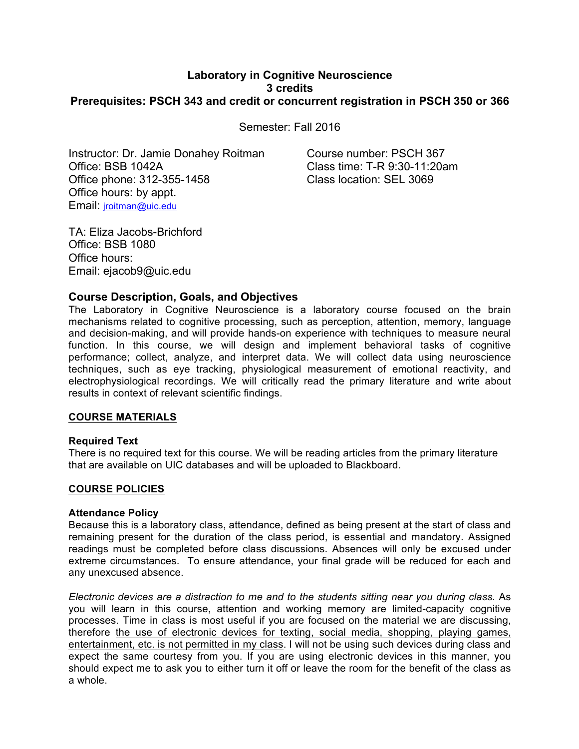**Laboratory in Cognitive Neuroscience**
**3 credits**
**Prerequisites: PSCH 343 and credit or concurrent registration in PSCH 350 or 366**

Semester: Fall 2016

Instructor: Dr. Jamie Donahey Roitman
Office: BSB 1042A
Office phone: 312-355-1458
Office hours: by appt.
Email: jroitman@uic.edu

Course number: PSCH 367
Class time: T-R 9:30-11:20am
Class location: SEL 3069

TA: Eliza Jacobs-Brichford
Office: BSB 1080
Office hours:
Email: ejacob9@uic.edu

## Course Description, Goals, and Objectives

The Laboratory in Cognitive Neuroscience is a laboratory course focused on the brain mechanisms related to cognitive processing, such as perception, attention, memory, language and decision-making, and will provide hands-on experience with techniques to measure neural function. In this course, we will design and implement behavioral tasks of cognitive performance; collect, analyze, and interpret data. We will collect data using neuroscience techniques, such as eye tracking, physiological measurement of emotional reactivity, and electrophysiological recordings. We will critically read the primary literature and write about results in context of relevant scientific findings.

**COURSE MATERIALS**

**Required Text**

There is no required text for this course. We will be reading articles from the primary literature that are available on UIC databases and will be uploaded to Blackboard.

**COURSE POLICIES**

**Attendance Policy**

Because this is a laboratory class, attendance, defined as being present at the start of class and remaining present for the duration of the class period, is essential and mandatory. Assigned readings must be completed before class discussions. Absences will only be excused under extreme circumstances. To ensure attendance, your final grade will be reduced for each and any unexcused absence.

*Electronic devices are a distraction to me and to the students sitting near you during class.* As you will learn in this course, attention and working memory are limited-capacity cognitive processes. Time in class is most useful if you are focused on the material we are discussing, therefore <u>the use of electronic devices for texting, social media, shopping, playing games, entertainment, etc. is not permitted in my class</u>. I will not be using such devices during class and expect the same courtesy from you. If you are using electronic devices in this manner, you should expect me to ask you to either turn it off or leave the room for the benefit of the class as a whole.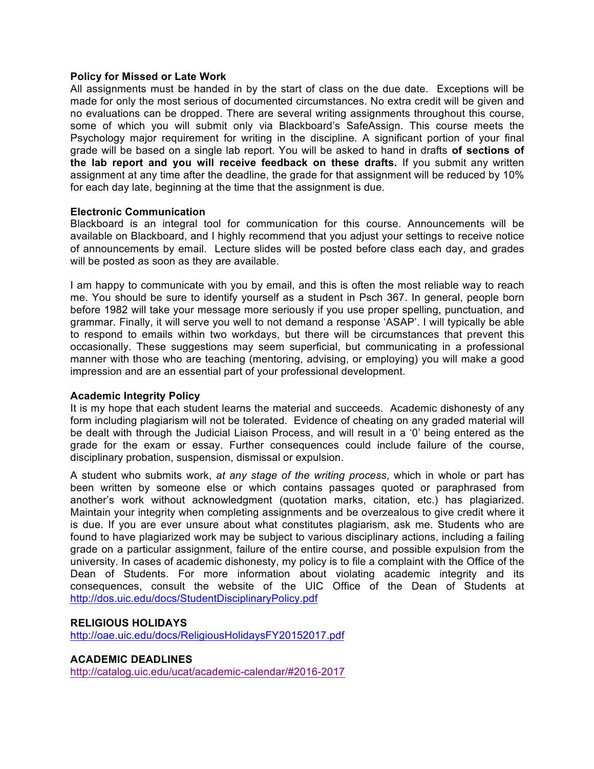**Policy for Missed or Late Work**

All assignments must be handed in by the start of class on the due date. Exceptions will be made for only the most serious of documented circumstances. No extra credit will be given and no evaluations can be dropped. There are several writing assignments throughout this course, some of which you will submit only via Blackboard's SafeAssign. This course meets the Psychology major requirement for writing in the discipline. A significant portion of your final grade will be based on a single lab report. You will be asked to hand in drafts **of sections of the lab report and you will receive feedback on these drafts.** If you submit any written assignment at any time after the deadline, the grade for that assignment will be reduced by 10% for each day late, beginning at the time that the assignment is due.

**Electronic Communication**

Blackboard is an integral tool for communication for this course. Announcements will be available on Blackboard, and I highly recommend that you adjust your settings to receive notice of announcements by email. Lecture slides will be posted before class each day, and grades will be posted as soon as they are available.

I am happy to communicate with you by email, and this is often the most reliable way to reach me. You should be sure to identify yourself as a student in Psch 367. In general, people born before 1982 will take your message more seriously if you use proper spelling, punctuation, and grammar. Finally, it will serve you well to not demand a response 'ASAP'. I will typically be able to respond to emails within two workdays, but there will be circumstances that prevent this occasionally. These suggestions may seem superficial, but communicating in a professional manner with those who are teaching (mentoring, advising, or employing) you will make a good impression and are an essential part of your professional development.

**Academic Integrity Policy**

It is my hope that each student learns the material and succeeds. Academic dishonesty of any form including plagiarism will not be tolerated. Evidence of cheating on any graded material will be dealt with through the Judicial Liaison Process, and will result in a '0' being entered as the grade for the exam or essay. Further consequences could include failure of the course, disciplinary probation, suspension, dismissal or expulsion.

A student who submits work, *at any stage of the writing process*, which in whole or part has been written by someone else or which contains passages quoted or paraphrased from another's work without acknowledgment (quotation marks, citation, etc.) has plagiarized. Maintain your integrity when completing assignments and be overzealous to give credit where it is due. If you are ever unsure about what constitutes plagiarism, ask me. Students who are found to have plagiarized work may be subject to various disciplinary actions, including a failing grade on a particular assignment, failure of the entire course, and possible expulsion from the university. In cases of academic dishonesty, my policy is to file a complaint with the Office of the Dean of Students. For more information about violating academic integrity and its consequences, consult the website of the UIC Office of the Dean of Students at http://dos.uic.edu/docs/StudentDisciplinaryPolicy.pdf

**RELIGIOUS HOLIDAYS**

http://oae.uic.edu/docs/ReligiousHolidaysFY20152017.pdf

**ACADEMIC DEADLINES**

http://catalog.uic.edu/ucat/academic-calendar/#2016-2017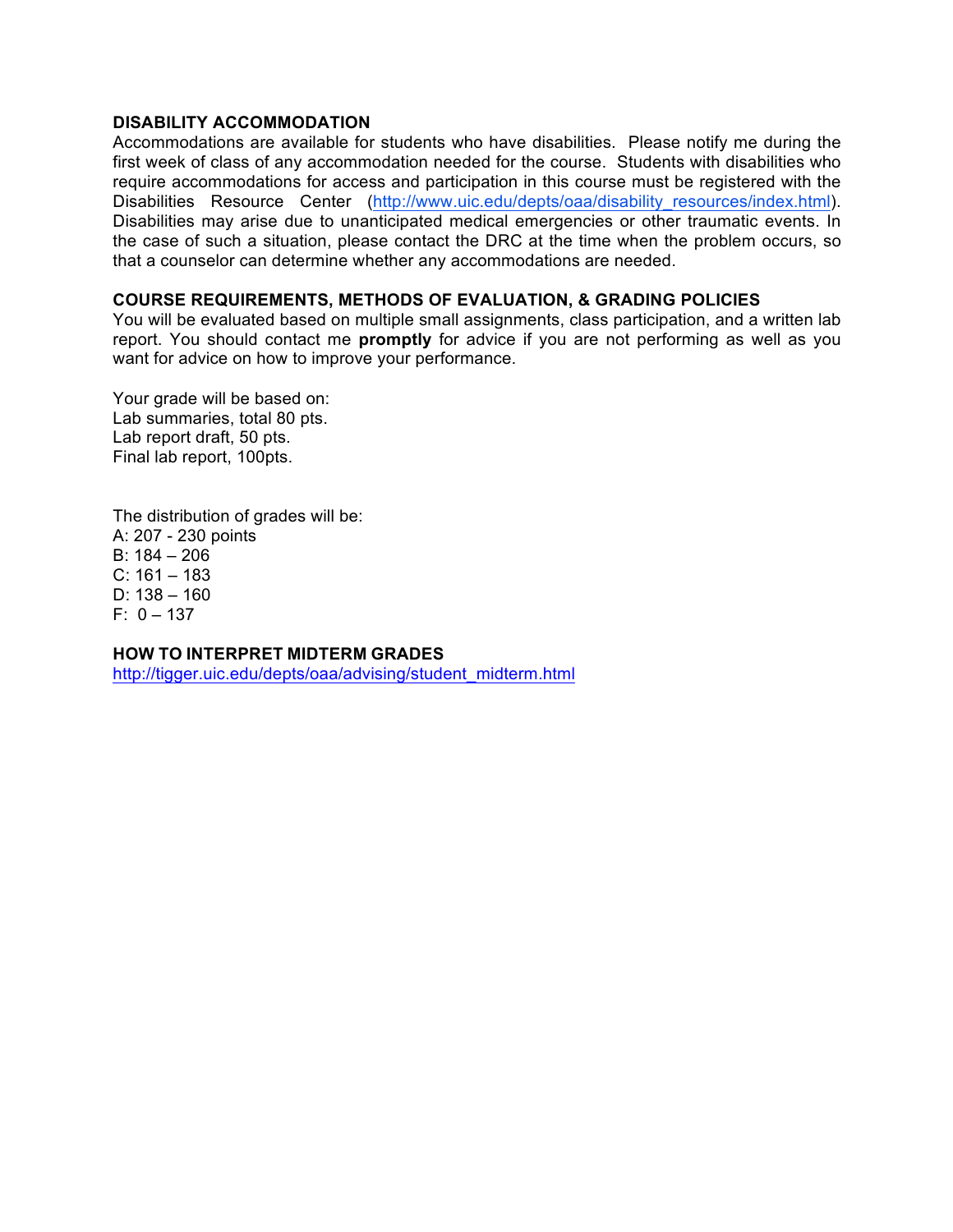## DISABILITY ACCOMMODATION

Accommodations are available for students who have disabilities. Please notify me during the first week of class of any accommodation needed for the course. Students with disabilities who require accommodations for access and participation in this course must be registered with the Disabilities Resource Center (http://www.uic.edu/depts/oaa/disability_resources/index.html). Disabilities may arise due to unanticipated medical emergencies or other traumatic events. In the case of such a situation, please contact the DRC at the time when the problem occurs, so that a counselor can determine whether any accommodations are needed.

## COURSE REQUIREMENTS, METHODS OF EVALUATION, & GRADING POLICIES

You will be evaluated based on multiple small assignments, class participation, and a written lab report. You should contact me **promptly** for advice if you are not performing as well as you want for advice on how to improve your performance.

Your grade will be based on:
Lab summaries, total 80 pts.
Lab report draft, 50 pts.
Final lab report, 100pts.

The distribution of grades will be:
A: 207 - 230 points
B: 184 – 206
C: 161 – 183
D: 138 – 160
F: 0 – 137

## HOW TO INTERPRET MIDTERM GRADES

http://tigger.uic.edu/depts/oaa/advising/student_midterm.html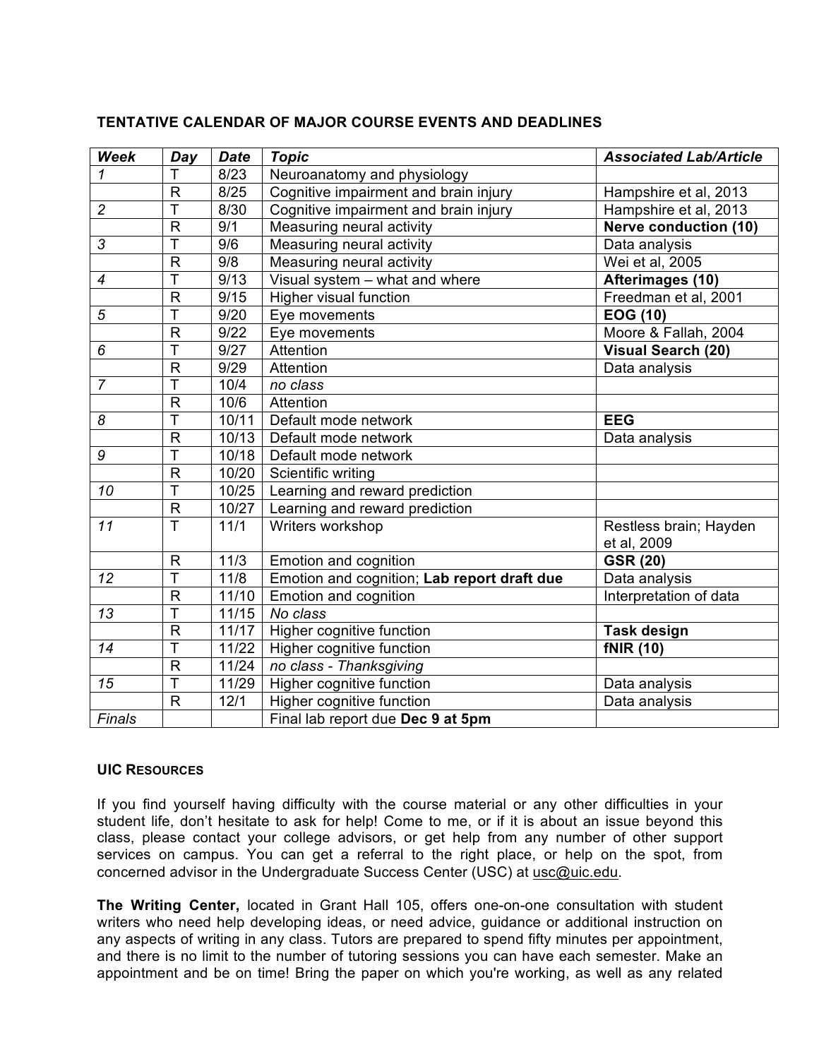### TENTATIVE CALENDAR OF MAJOR COURSE EVENTS AND DEADLINES

| *Week* | *Day* | *Date* | *Topic* | *Associated Lab/Article* |
|---|---|---|---|---|
| *1* | T | 8/23 | Neuroanatomy and physiology | |
| | R | 8/25 | Cognitive impairment and brain injury | Hampshire et al, 2013 |
| *2* | T | 8/30 | Cognitive impairment and brain injury | Hampshire et al, 2013 |
| | R | 9/1 | Measuring neural activity | **Nerve conduction (10)** |
| *3* | T | 9/6 | Measuring neural activity | Data analysis |
| | R | 9/8 | Measuring neural activity | Wei et al, 2005 |
| *4* | T | 9/13 | Visual system – what and where | **Afterimages (10)** |
| | R | 9/15 | Higher visual function | Freedman et al, 2001 |
| *5* | T | 9/20 | Eye movements | **EOG (10)** |
| | R | 9/22 | Eye movements | Moore & Fallah, 2004 |
| *6* | T | 9/27 | Attention | **Visual Search (20)** |
| | R | 9/29 | Attention | Data analysis |
| *7* | T | 10/4 | *no class* | |
| | R | 10/6 | Attention | |
| *8* | T | 10/11 | Default mode network | **EEG** |
| | R | 10/13 | Default mode network | Data analysis |
| *9* | T | 10/18 | Default mode network | |
| | R | 10/20 | Scientific writing | |
| *10* | T | 10/25 | Learning and reward prediction | |
| | R | 10/27 | Learning and reward prediction | |
| *11* | T | 11/1 | Writers workshop | Restless brain; Hayden et al, 2009 |
| | R | 11/3 | Emotion and cognition | **GSR (20)** |
| *12* | T | 11/8 | Emotion and cognition; **Lab report draft due** | Data analysis |
| | R | 11/10 | Emotion and cognition | Interpretation of data |
| *13* | T | 11/15 | *No class* | |
| | R | 11/17 | Higher cognitive function | **Task design** |
| *14* | T | 11/22 | Higher cognitive function | **fNIR (10)** |
| | R | 11/24 | *no class - Thanksgiving* | |
| *15* | T | 11/29 | Higher cognitive function | Data analysis |
| | R | 12/1 | Higher cognitive function | Data analysis |
| *Finals* | | | Final lab report due **Dec 9 at 5pm** | |

### UIC RESOURCES

If you find yourself having difficulty with the course material or any other difficulties in your student life, don't hesitate to ask for help! Come to me, or if it is about an issue beyond this class, please contact your college advisors, or get help from any number of other support services on campus. You can get a referral to the right place, or help on the spot, from concerned advisor in the Undergraduate Success Center (USC) at usc@uic.edu.

**The Writing Center,** located in Grant Hall 105, offers one-on-one consultation with student writers who need help developing ideas, or need advice, guidance or additional instruction on any aspects of writing in any class. Tutors are prepared to spend fifty minutes per appointment, and there is no limit to the number of tutoring sessions you can have each semester. Make an appointment and be on time! Bring the paper on which you're working, as well as any related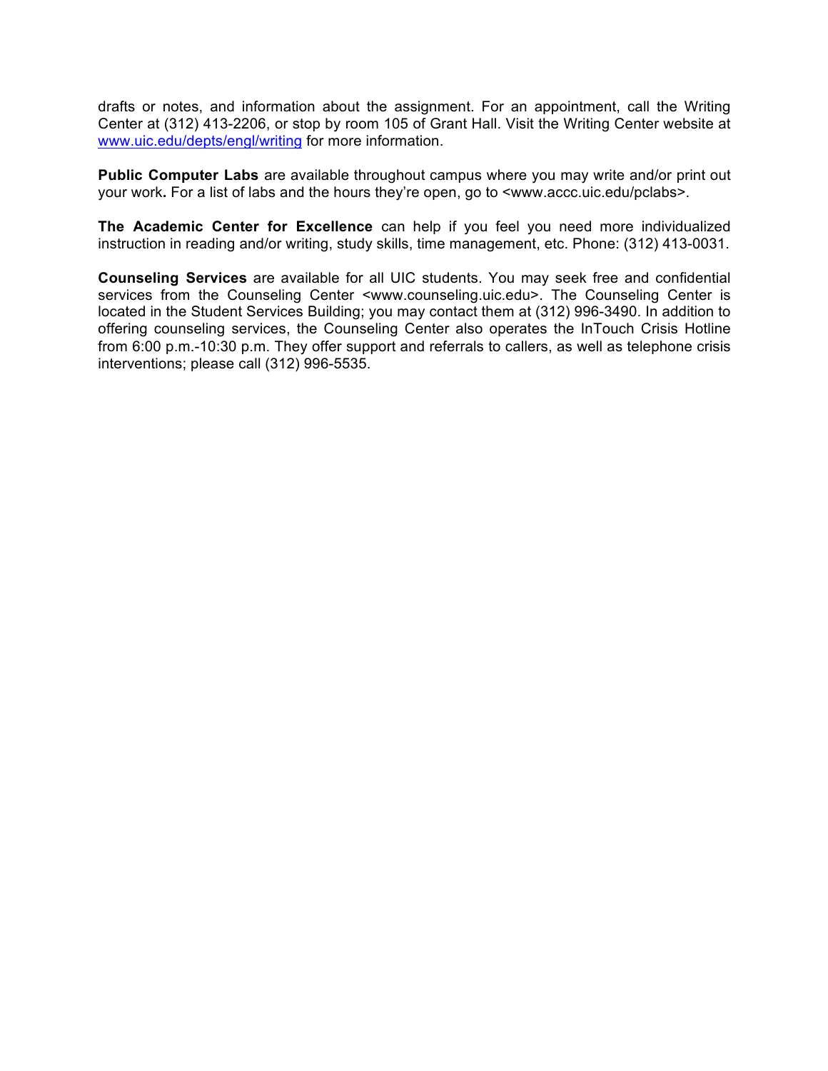drafts or notes, and information about the assignment. For an appointment, call the Writing Center at (312) 413-2206, or stop by room 105 of Grant Hall. Visit the Writing Center website at [www.uic.edu/depts/engl/writing](www.uic.edu/depts/engl/writing) for more information.

**Public Computer Labs** are available throughout campus where you may write and/or print out your work**.** For a list of labs and the hours they're open, go to <www.accc.uic.edu/pclabs>.

**The Academic Center for Excellence** can help if you feel you need more individualized instruction in reading and/or writing, study skills, time management, etc. Phone: (312) 413-0031.

**Counseling Services** are available for all UIC students. You may seek free and confidential services from the Counseling Center <www.counseling.uic.edu>. The Counseling Center is located in the Student Services Building; you may contact them at (312) 996-3490. In addition to offering counseling services, the Counseling Center also operates the InTouch Crisis Hotline from 6:00 p.m.-10:30 p.m. They offer support and referrals to callers, as well as telephone crisis interventions; please call (312) 996-5535.